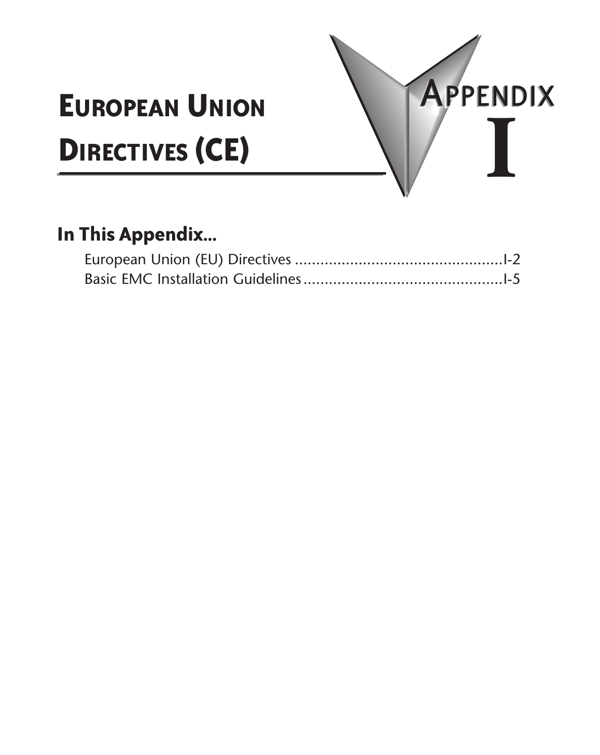# European Union Directives (CE)

# Appendix I

## In This Appendix...

European Union (EU) Directives .................................................I-2

Basic EMC Installation Guidelines ...............................................I-5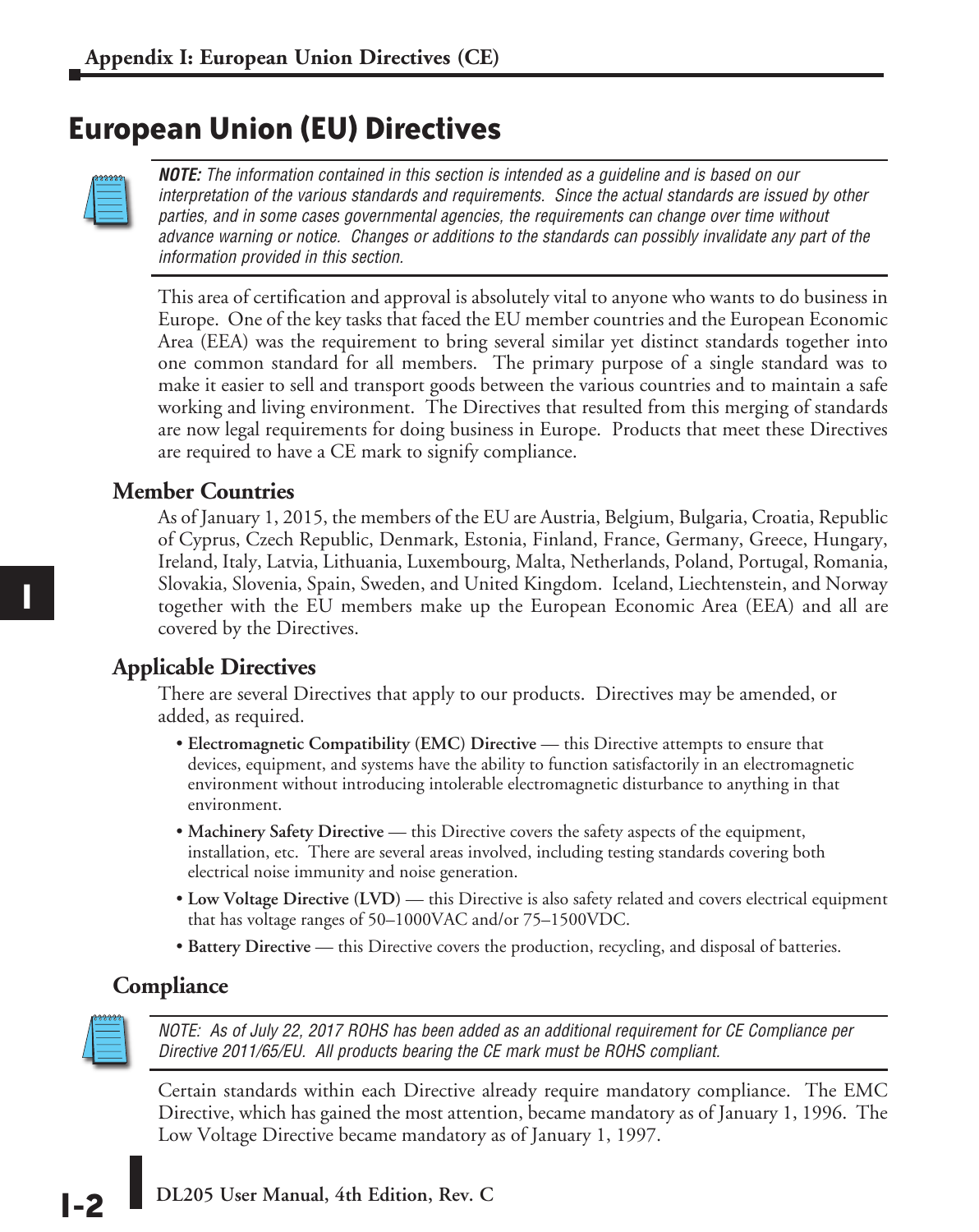# European Union (EU) Directives

***NOTE:*** *The information contained in this section is intended as a guideline and is based on our interpretation of the various standards and requirements. Since the actual standards are issued by other parties, and in some cases governmental agencies, the requirements can change over time without advance warning or notice. Changes or additions to the standards can possibly invalidate any part of the information provided in this section.*

This area of certification and approval is absolutely vital to anyone who wants to do business in Europe. One of the key tasks that faced the EU member countries and the European Economic Area (EEA) was the requirement to bring several similar yet distinct standards together into one common standard for all members. The primary purpose of a single standard was to make it easier to sell and transport goods between the various countries and to maintain a safe working and living environment. The Directives that resulted from this merging of standards are now legal requirements for doing business in Europe. Products that meet these Directives are required to have a CE mark to signify compliance.

## Member Countries

As of January 1, 2015, the members of the EU are Austria, Belgium, Bulgaria, Croatia, Republic of Cyprus, Czech Republic, Denmark, Estonia, Finland, France, Germany, Greece, Hungary, Ireland, Italy, Latvia, Lithuania, Luxembourg, Malta, Netherlands, Poland, Portugal, Romania, Slovakia, Slovenia, Spain, Sweden, and United Kingdom. Iceland, Liechtenstein, and Norway together with the EU members make up the European Economic Area (EEA) and all are covered by the Directives.

## Applicable Directives

There are several Directives that apply to our products. Directives may be amended, or added, as required.

- **Electromagnetic Compatibility (EMC) Directive** — this Directive attempts to ensure that devices, equipment, and systems have the ability to function satisfactorily in an electromagnetic environment without introducing intolerable electromagnetic disturbance to anything in that environment.
- **Machinery Safety Directive** — this Directive covers the safety aspects of the equipment, installation, etc. There are several areas involved, including testing standards covering both electrical noise immunity and noise generation.
- **Low Voltage Directive (LVD)** — this Directive is also safety related and covers electrical equipment that has voltage ranges of 50–1000VAC and/or 75–1500VDC.
- **Battery Directive** — this Directive covers the production, recycling, and disposal of batteries.

## Compliance

*NOTE: As of July 22, 2017 ROHS has been added as an additional requirement for CE Compliance per Directive 2011/65/EU. All products bearing the CE mark must be ROHS compliant.*

Certain standards within each Directive already require mandatory compliance. The EMC Directive, which has gained the most attention, became mandatory as of January 1, 1996. The Low Voltage Directive became mandatory as of January 1, 1997.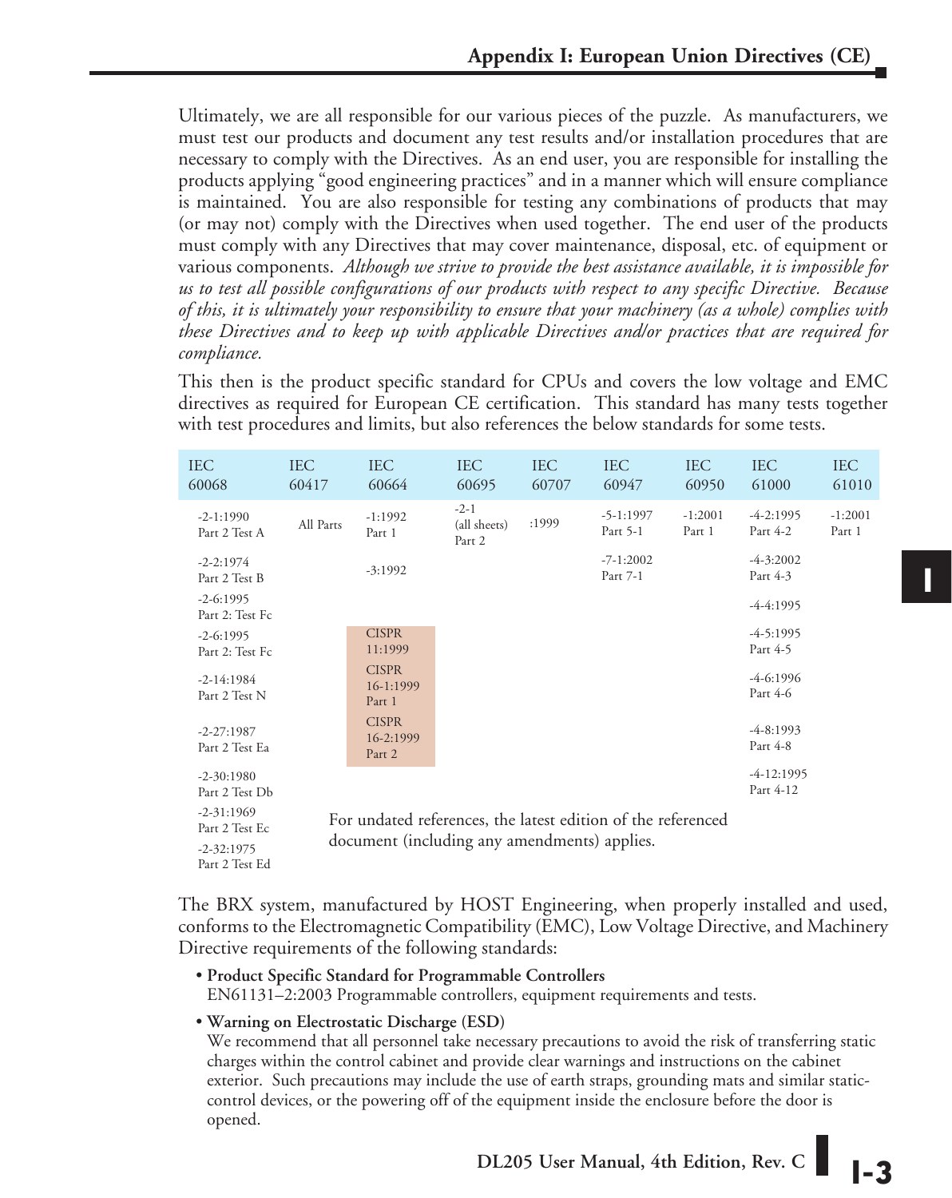Ultimately, we are all responsible for our various pieces of the puzzle. As manufacturers, we must test our products and document any test results and/or installation procedures that are necessary to comply with the Directives. As an end user, you are responsible for installing the products applying "good engineering practices" and in a manner which will ensure compliance is maintained. You are also responsible for testing any combinations of products that may (or may not) comply with the Directives when used together. The end user of the products must comply with any Directives that may cover maintenance, disposal, etc. of equipment or various components. *Although we strive to provide the best assistance available, it is impossible for us to test all possible configurations of our products with respect to any specific Directive. Because of this, it is ultimately your responsibility to ensure that your machinery (as a whole) complies with these Directives and to keep up with applicable Directives and/or practices that are required for compliance.*

This then is the product specific standard for CPUs and covers the low voltage and EMC directives as required for European CE certification. This standard has many tests together with test procedures and limits, but also references the below standards for some tests.

| IEC 60068 | IEC 60417 | IEC 60664 | IEC 60695 | IEC 60707 | IEC 60947 | IEC 60950 | IEC 61000 | IEC 61010 |
|---|---|---|---|---|---|---|---|---|
| -2-1:1990 Part 2 Test A | All Parts | -1:1992 Part 1 | -2-1 (all sheets) Part 2 | :1999 | -5-1:1997 Part 5-1 | -1:2001 Part 1 | -4-2:1995 Part 4-2 | -1:2001 Part 1 |
| -2-2:1974 Part 2 Test B | | -3:1992 | | | -7-1:2002 Part 7-1 | | -4-3:2002 Part 4-3 | |
| -2-6:1995 Part 2: Test Fc | | | | | | | -4-4:1995 | |
| -2-6:1995 Part 2: Test Fc | | CISPR 11:1999 | | | | | -4-5:1995 Part 4-5 | |
| -2-14:1984 Part 2 Test N | | CISPR 16-1:1999 Part 1 | | | | | -4-6:1996 Part 4-6 | |
| -2-27:1987 Part 2 Test Ea | | CISPR 16-2:1999 Part 2 | | | | | -4-8:1993 Part 4-8 | |
| -2-30:1980 Part 2 Test Db | | | | | | | -4-12:1995 Part 4-12 | |
| -2-31:1969 Part 2 Test Ec | | | | | | | | |
| -2-32:1975 Part 2 Test Ed | | | | | | | | |

For undated references, the latest edition of the referenced document (including any amendments) applies.

The BRX system, manufactured by HOST Engineering, when properly installed and used, conforms to the Electromagnetic Compatibility (EMC), Low Voltage Directive, and Machinery Directive requirements of the following standards:

- **Product Specific Standard for Programmable Controllers**
  EN61131–2:2003 Programmable controllers, equipment requirements and tests.
- **Warning on Electrostatic Discharge (ESD)**
  We recommend that all personnel take necessary precautions to avoid the risk of transferring static charges within the control cabinet and provide clear warnings and instructions on the cabinet exterior. Such precautions may include the use of earth straps, grounding mats and similar static-control devices, or the powering off of the equipment inside the enclosure before the door is opened.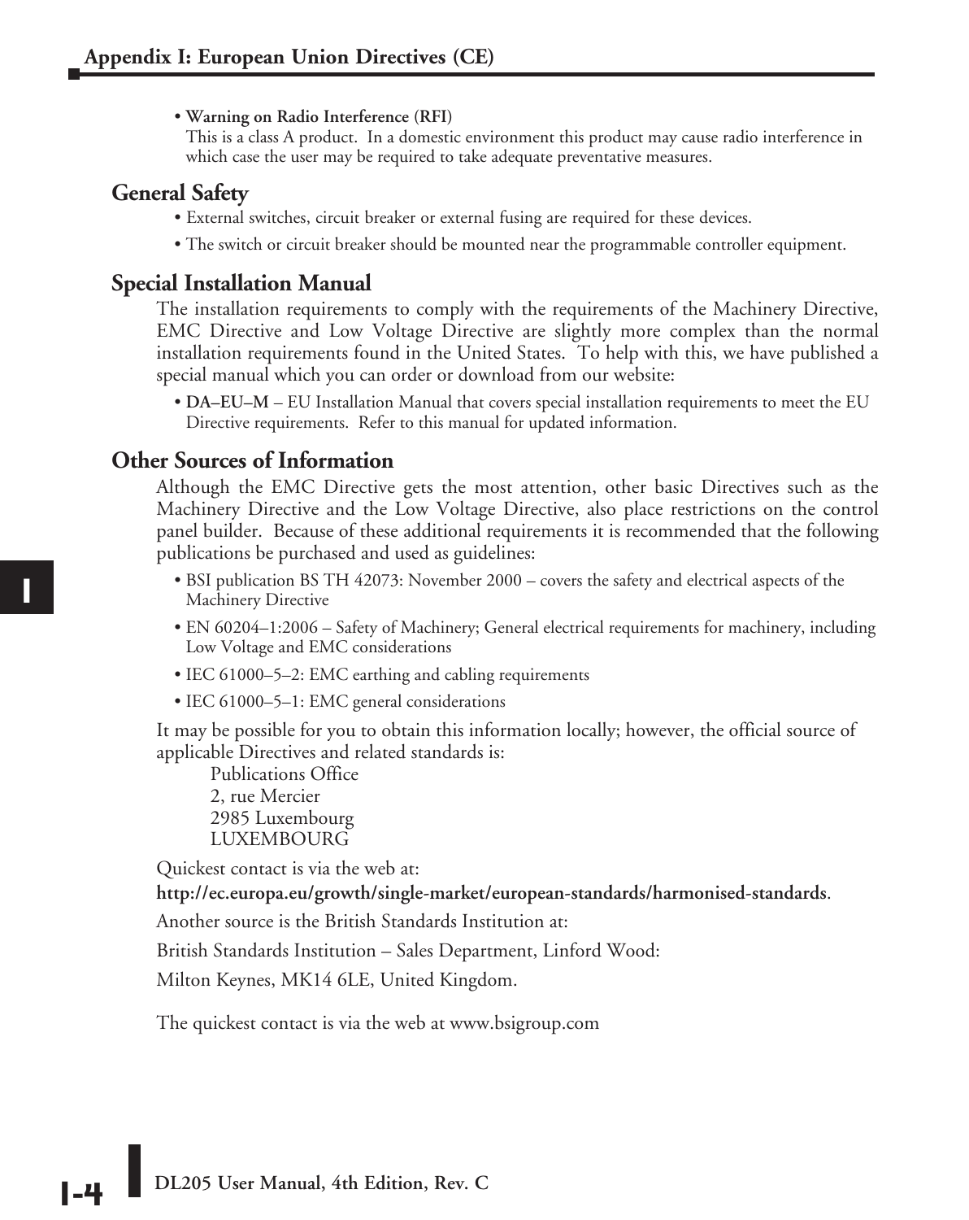- **Warning on Radio Interference (RFI)**
  This is a class A product. In a domestic environment this product may cause radio interference in which case the user may be required to take adequate preventative measures.

## General Safety

- External switches, circuit breaker or external fusing are required for these devices.
- The switch or circuit breaker should be mounted near the programmable controller equipment.

## Special Installation Manual

The installation requirements to comply with the requirements of the Machinery Directive, EMC Directive and Low Voltage Directive are slightly more complex than the normal installation requirements found in the United States. To help with this, we have published a special manual which you can order or download from our website:

- **DA–EU–M** – EU Installation Manual that covers special installation requirements to meet the EU Directive requirements. Refer to this manual for updated information.

## Other Sources of Information

Although the EMC Directive gets the most attention, other basic Directives such as the Machinery Directive and the Low Voltage Directive, also place restrictions on the control panel builder. Because of these additional requirements it is recommended that the following publications be purchased and used as guidelines:

- BSI publication BS TH 42073: November 2000 – covers the safety and electrical aspects of the Machinery Directive
- EN 60204–1:2006 – Safety of Machinery; General electrical requirements for machinery, including Low Voltage and EMC considerations
- IEC 61000–5–2: EMC earthing and cabling requirements
- IEC 61000–5–1: EMC general considerations

It may be possible for you to obtain this information locally; however, the official source of applicable Directives and related standards is:

Publications Office
2, rue Mercier
2985 Luxembourg
LUXEMBOURG

Quickest contact is via the web at:

**http://ec.europa.eu/growth/single-market/european-standards/harmonised-standards**.

Another source is the British Standards Institution at:

British Standards Institution – Sales Department, Linford Wood:

Milton Keynes, MK14 6LE, United Kingdom.

The quickest contact is via the web at www.bsigroup.com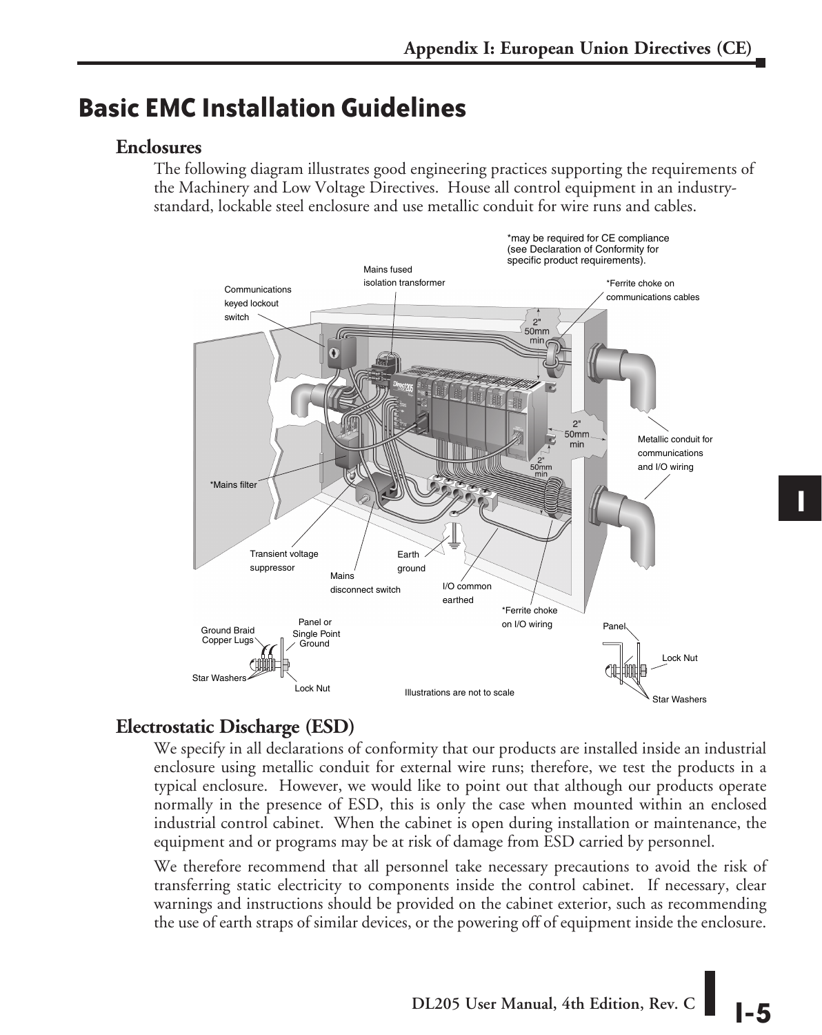# Basic EMC Installation Guidelines

## Enclosures

The following diagram illustrates good engineering practices supporting the requirements of the Machinery and Low Voltage Directives. House all control equipment in an industry-standard, lockable steel enclosure and use metallic conduit for wire runs and cables.

## Electrostatic Discharge (ESD)

We specify in all declarations of conformity that our products are installed inside an industrial enclosure using metallic conduit for external wire runs; therefore, we test the products in a typical enclosure. However, we would like to point out that although our products operate normally in the presence of ESD, this is only the case when mounted within an enclosed industrial control cabinet. When the cabinet is open during installation or maintenance, the equipment and or programs may be at risk of damage from ESD carried by personnel.

We therefore recommend that all personnel take necessary precautions to avoid the risk of transferring static electricity to components inside the control cabinet. If necessary, clear warnings and instructions should be provided on the cabinet exterior, such as recommending the use of earth straps of similar devices, or the powering off of equipment inside the enclosure.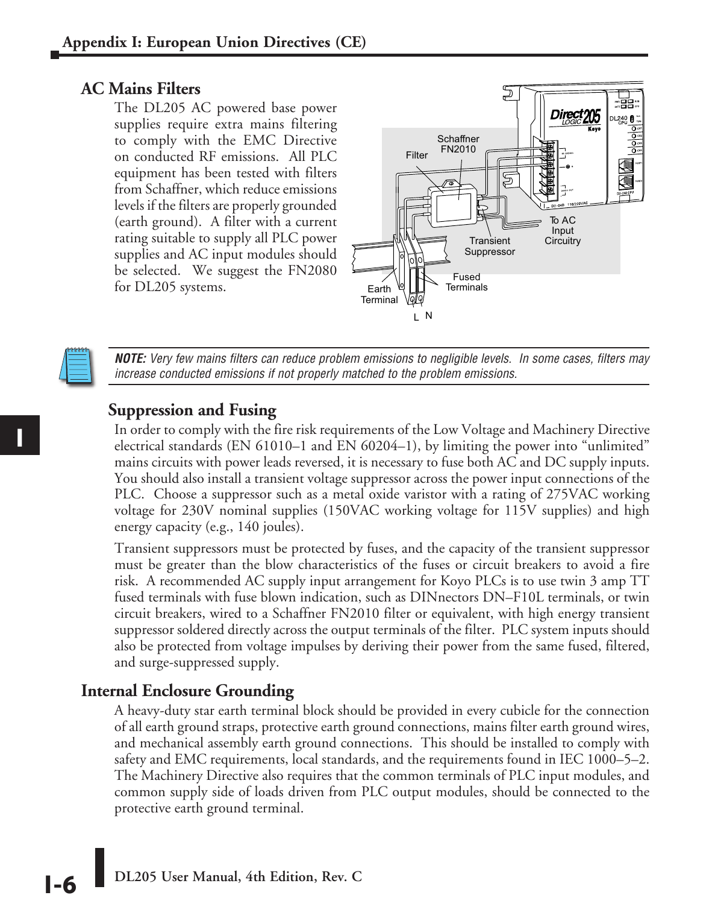## AC Mains Filters

The DL205 AC powered base power supplies require extra mains filtering to comply with the EMC Directive on conducted RF emissions. All PLC equipment has been tested with filters from Schaffner, which reduce emissions levels if the filters are properly grounded (earth ground). A filter with a current rating suitable to supply all PLC power supplies and AC input modules should be selected. We suggest the FN2080 for DL205 systems.

***NOTE:*** *Very few mains filters can reduce problem emissions to negligible levels. In some cases, filters may increase conducted emissions if not properly matched to the problem emissions.*

### Suppression and Fusing

In order to comply with the fire risk requirements of the Low Voltage and Machinery Directive electrical standards (EN 61010–1 and EN 60204–1), by limiting the power into "unlimited" mains circuits with power leads reversed, it is necessary to fuse both AC and DC supply inputs. You should also install a transient voltage suppressor across the power input connections of the PLC. Choose a suppressor such as a metal oxide varistor with a rating of 275VAC working voltage for 230V nominal supplies (150VAC working voltage for 115V supplies) and high energy capacity (e.g., 140 joules).

Transient suppressors must be protected by fuses, and the capacity of the transient suppressor must be greater than the blow characteristics of the fuses or circuit breakers to avoid a fire risk. A recommended AC supply input arrangement for Koyo PLCs is to use twin 3 amp TT fused terminals with fuse blown indication, such as DINnectors DN–F10L terminals, or twin circuit breakers, wired to a Schaffner FN2010 filter or equivalent, with high energy transient suppressor soldered directly across the output terminals of the filter. PLC system inputs should also be protected from voltage impulses by deriving their power from the same fused, filtered, and surge-suppressed supply.

## Internal Enclosure Grounding

A heavy-duty star earth terminal block should be provided in every cubicle for the connection of all earth ground straps, protective earth ground connections, mains filter earth ground wires, and mechanical assembly earth ground connections. This should be installed to comply with safety and EMC requirements, local standards, and the requirements found in IEC 1000–5–2. The Machinery Directive also requires that the common terminals of PLC input modules, and common supply side of loads driven from PLC output modules, should be connected to the protective earth ground terminal.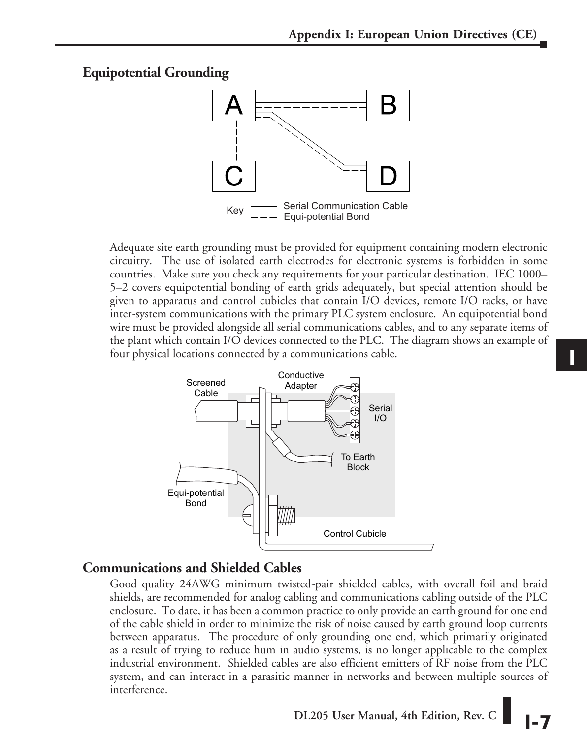## Equipotential Grounding

Adequate site earth grounding must be provided for equipment containing modern electronic circuitry. The use of isolated earth electrodes for electronic systems is forbidden in some countries. Make sure you check any requirements for your particular destination. IEC 1000–5–2 covers equipotential bonding of earth grids adequately, but special attention should be given to apparatus and control cubicles that contain I/O devices, remote I/O racks, or have inter-system communications with the primary PLC system enclosure. An equipotential bond wire must be provided alongside all serial communications cables, and to any separate items of the plant which contain I/O devices connected to the PLC. The diagram shows an example of four physical locations connected by a communications cable.

## Communications and Shielded Cables

Good quality 24AWG minimum twisted-pair shielded cables, with overall foil and braid shields, are recommended for analog cabling and communications cabling outside of the PLC enclosure. To date, it has been a common practice to only provide an earth ground for one end of the cable shield in order to minimize the risk of noise caused by earth ground loop currents between apparatus. The procedure of only grounding one end, which primarily originated as a result of trying to reduce hum in audio systems, is no longer applicable to the complex industrial environment. Shielded cables are also efficient emitters of RF noise from the PLC system, and can interact in a parasitic manner in networks and between multiple sources of interference.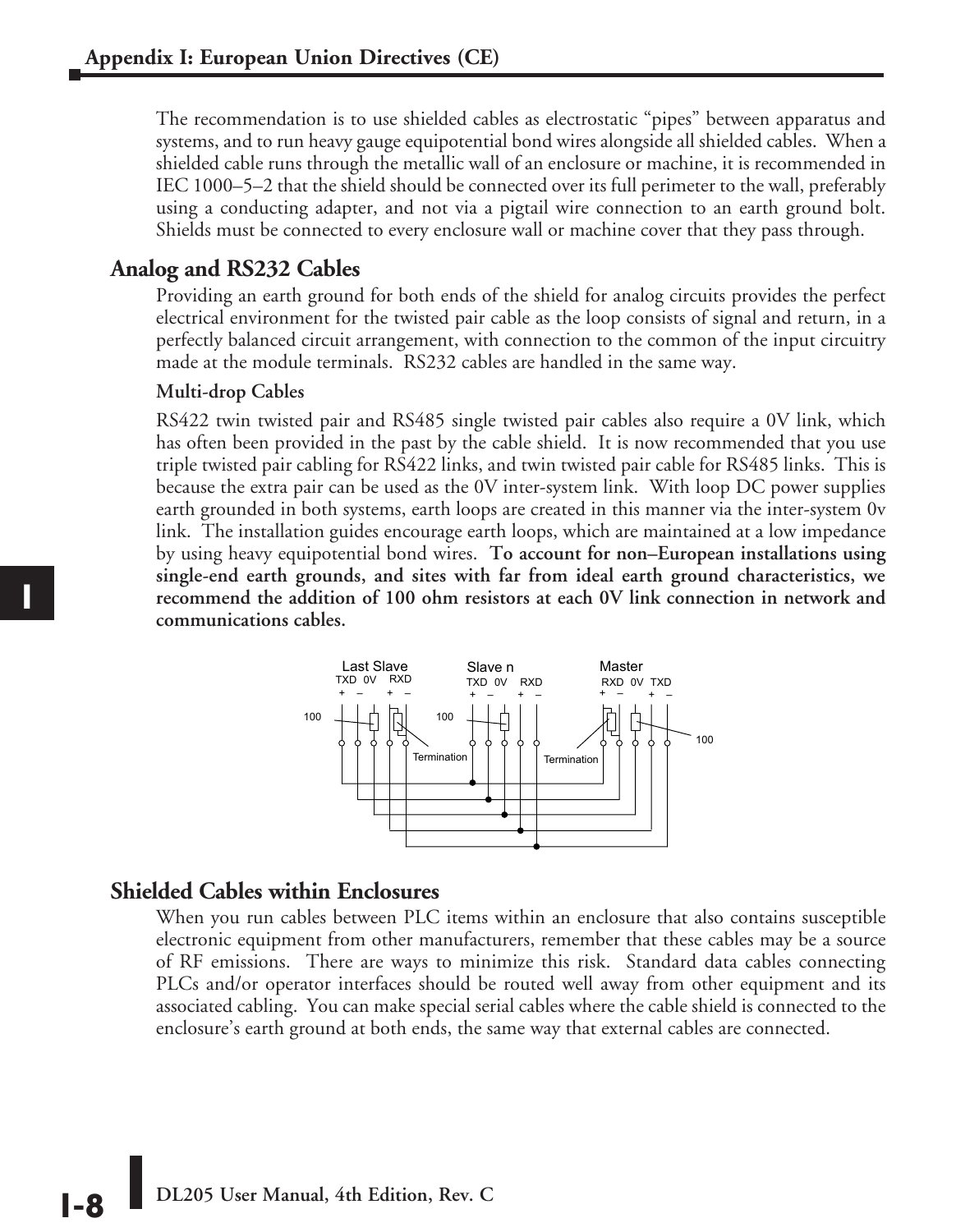The recommendation is to use shielded cables as electrostatic "pipes" between apparatus and systems, and to run heavy gauge equipotential bond wires alongside all shielded cables. When a shielded cable runs through the metallic wall of an enclosure or machine, it is recommended in IEC 1000–5–2 that the shield should be connected over its full perimeter to the wall, preferably using a conducting adapter, and not via a pigtail wire connection to an earth ground bolt. Shields must be connected to every enclosure wall or machine cover that they pass through.

## Analog and RS232 Cables

Providing an earth ground for both ends of the shield for analog circuits provides the perfect electrical environment for the twisted pair cable as the loop consists of signal and return, in a perfectly balanced circuit arrangement, with connection to the common of the input circuitry made at the module terminals. RS232 cables are handled in the same way.

### Multi-drop Cables

RS422 twin twisted pair and RS485 single twisted pair cables also require a 0V link, which has often been provided in the past by the cable shield. It is now recommended that you use triple twisted pair cabling for RS422 links, and twin twisted pair cable for RS485 links. This is because the extra pair can be used as the 0V inter-system link. With loop DC power supplies earth grounded in both systems, earth loops are created in this manner via the inter-system 0v link. The installation guides encourage earth loops, which are maintained at a low impedance by using heavy equipotential bond wires. **To account for non–European installations using single-end earth grounds, and sites with far from ideal earth characteristics, we recommend the addition of 100 ohm resistors at each 0V link connection in network and communications cables.**

## Shielded Cables within Enclosures

When you run cables between PLC items within an enclosure that also contains susceptible electronic equipment from other manufacturers, remember that these cables may be a source of RF emissions. There are ways to minimize this risk. Standard data cables connecting PLCs and/or operator interfaces should be routed well away from other equipment and its associated cabling. You can make special serial cables where the cable shield is connected to the enclosure's earth ground at both ends, the same way that external cables are connected.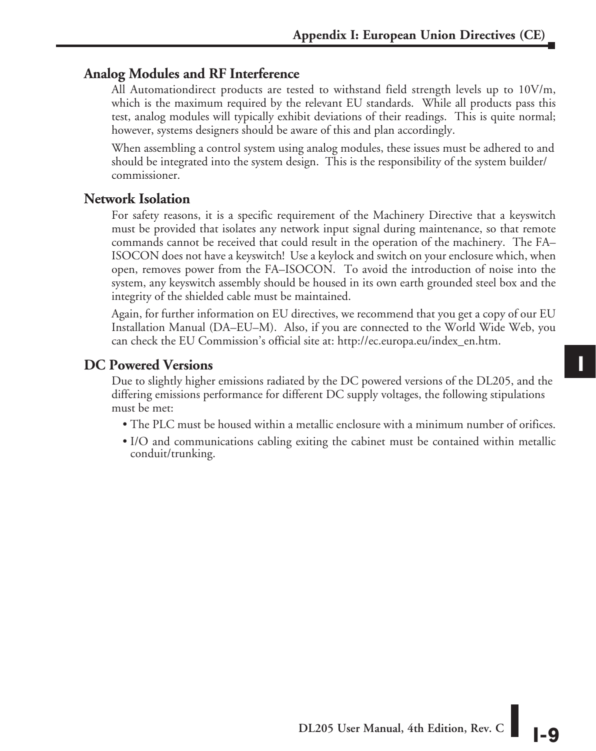### Analog Modules and RF Interference

All Automationdirect products are tested to withstand field strength levels up to 10V/m, which is the maximum required by the relevant EU standards. While all products pass this test, analog modules will typically exhibit deviations of their readings. This is quite normal; however, systems designers should be aware of this and plan accordingly.

When assembling a control system using analog modules, these issues must be adhered to and should be integrated into the system design. This is the responsibility of the system builder/ commissioner.

### Network Isolation

For safety reasons, it is a specific requirement of the Machinery Directive that a keyswitch must be provided that isolates any network input signal during maintenance, so that remote commands cannot be received that could result in the operation of the machinery. The FA–ISOCON does not have a keyswitch! Use a keylock and switch on your enclosure which, when open, removes power from the FA–ISOCON. To avoid the introduction of noise into the system, any keyswitch assembly should be housed in its own earth grounded steel box and the integrity of the shielded cable must be maintained.

Again, for further information on EU directives, we recommend that you get a copy of our EU Installation Manual (DA–EU–M). Also, if you are connected to the World Wide Web, you can check the EU Commission's official site at: http://ec.europa.eu/index_en.htm.

### DC Powered Versions

Due to slightly higher emissions radiated by the DC powered versions of the DL205, and the differing emissions performance for different DC supply voltages, the following stipulations must be met:

- The PLC must be housed within a metallic enclosure with a minimum number of orifices.
- I/O and communications cabling exiting the cabinet must be contained within metallic conduit/trunking.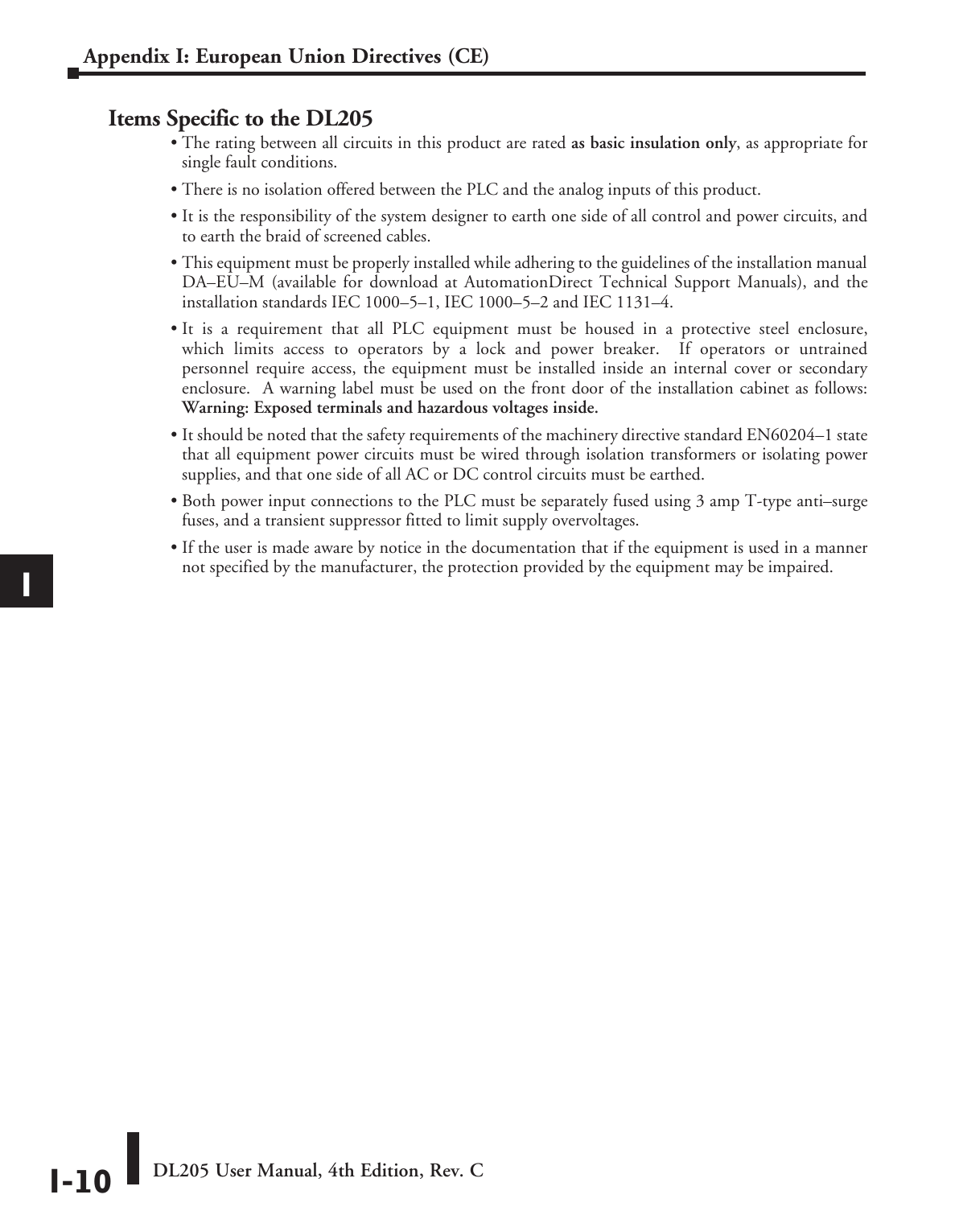## Items Specific to the DL205

- The rating between all circuits in this product are rated **as basic insulation only**, as appropriate for single fault conditions.
- There is no isolation offered between the PLC and the analog inputs of this product.
- It is the responsibility of the system designer to earth one side of all control and power circuits, and to earth the braid of screened cables.
- This equipment must be properly installed while adhering to the guidelines of the installation manual DA–EU–M (available for download at AutomationDirect Technical Support Manuals), and the installation standards IEC 1000–5–1, IEC 1000–5–2 and IEC 1131–4.
- It is a requirement that all PLC equipment must be housed in a protective steel enclosure, which limits access to operators by a lock and power breaker. If operators or untrained personnel require access, the equipment must be installed inside an internal cover or secondary enclosure. A warning label must be used on the front door of the installation cabinet as follows: **Warning: Exposed terminals and hazardous voltages inside.**
- It should be noted that the safety requirements of the machinery directive standard EN60204–1 state that all equipment power circuits must be wired through isolation transformers or isolating power supplies, and that one side of all AC or DC control circuits must be earthed.
- Both power input connections to the PLC must be separately fused using 3 amp T-type anti–surge fuses, and a transient suppressor fitted to limit supply overvoltages.
- If the user is made aware by notice in the documentation that if the equipment is used in a manner not specified by the manufacturer, the protection provided by the equipment may be impaired.